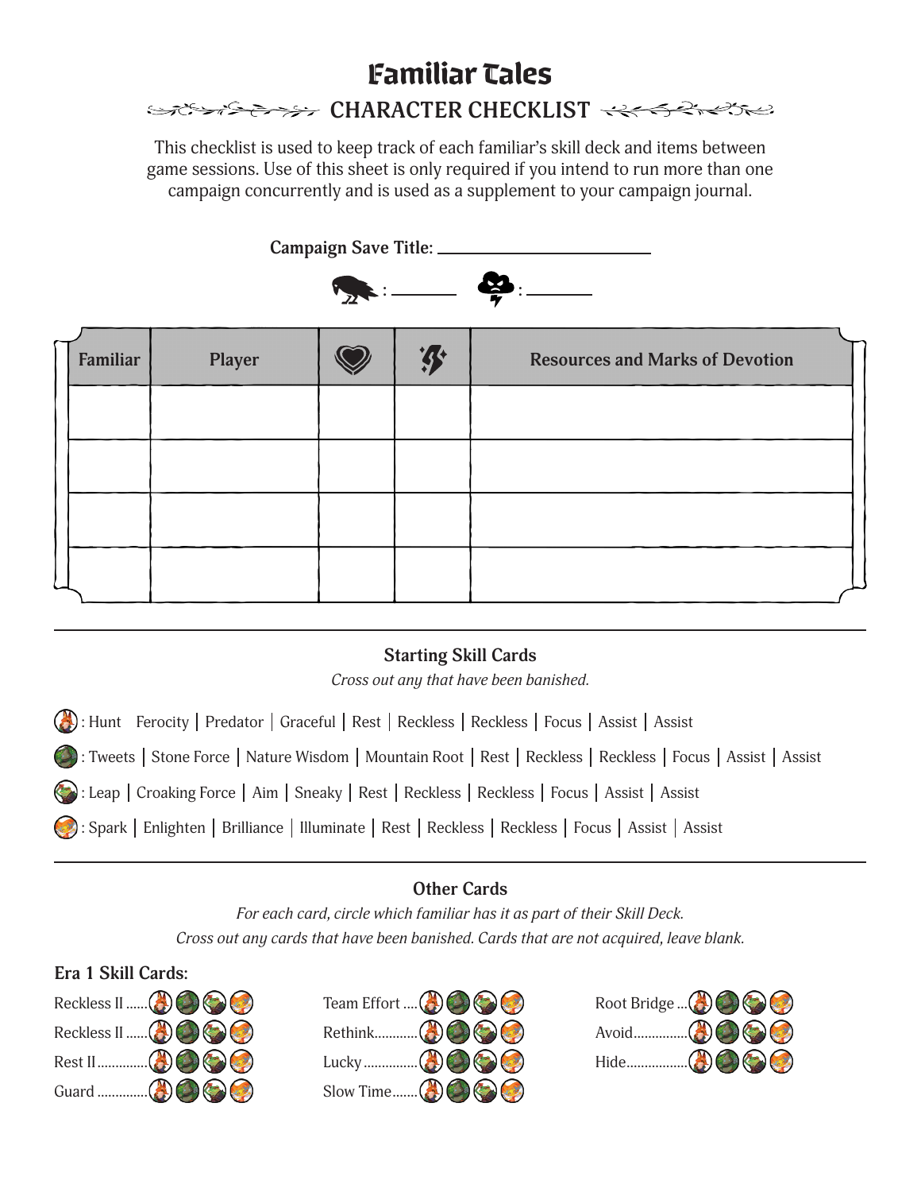# Familiar Tales

## CHARACTER CHECKLIST

This checklist is used to keep track of each familiar's skill deck and items between game sessions. Use of this sheet is only required if you intend to run more than one campaign concurrently and is used as a supplement to your campaign journal.

**Campaign Save Title:** ____________________

: ________ : ________

| Familiar | Player | | | Resources and Marks of Devotion |
|---|---|---|---|---|
| | | | | |
| | | | | |
| | | | | |
| | | | | |

---

### Starting Skill Cards

*Cross out any that have been banished.*

: Hunt Ferocity | Predator | Graceful | Rest | Reckless | Reckless | Focus | Assist | Assist

: Tweets | Stone Force | Nature Wisdom | Mountain Root | Rest | Reckless | Reckless | Focus | Assist | Assist

: Leap | Croaking Force | Aim | Sneaky | Rest | Reckless | Reckless | Focus | Assist | Assist

: Spark | Enlighten | Brilliance | Illuminate | Rest | Reckless | Reckless | Focus | Assist | Assist

---

### Other Cards

*For each card, circle which familiar has it as part of their Skill Deck.*

*Cross out any cards that have been banished. Cards that are not acquired, leave blank.*

**Era 1 Skill Cards:**

Reckless II ......

Reckless II ......

Rest II ..............

Guard ..............

Team Effort ....

Rethink............

Lucky ...............

Slow Time.......

Root Bridge ...

Avoid...............

Hide.................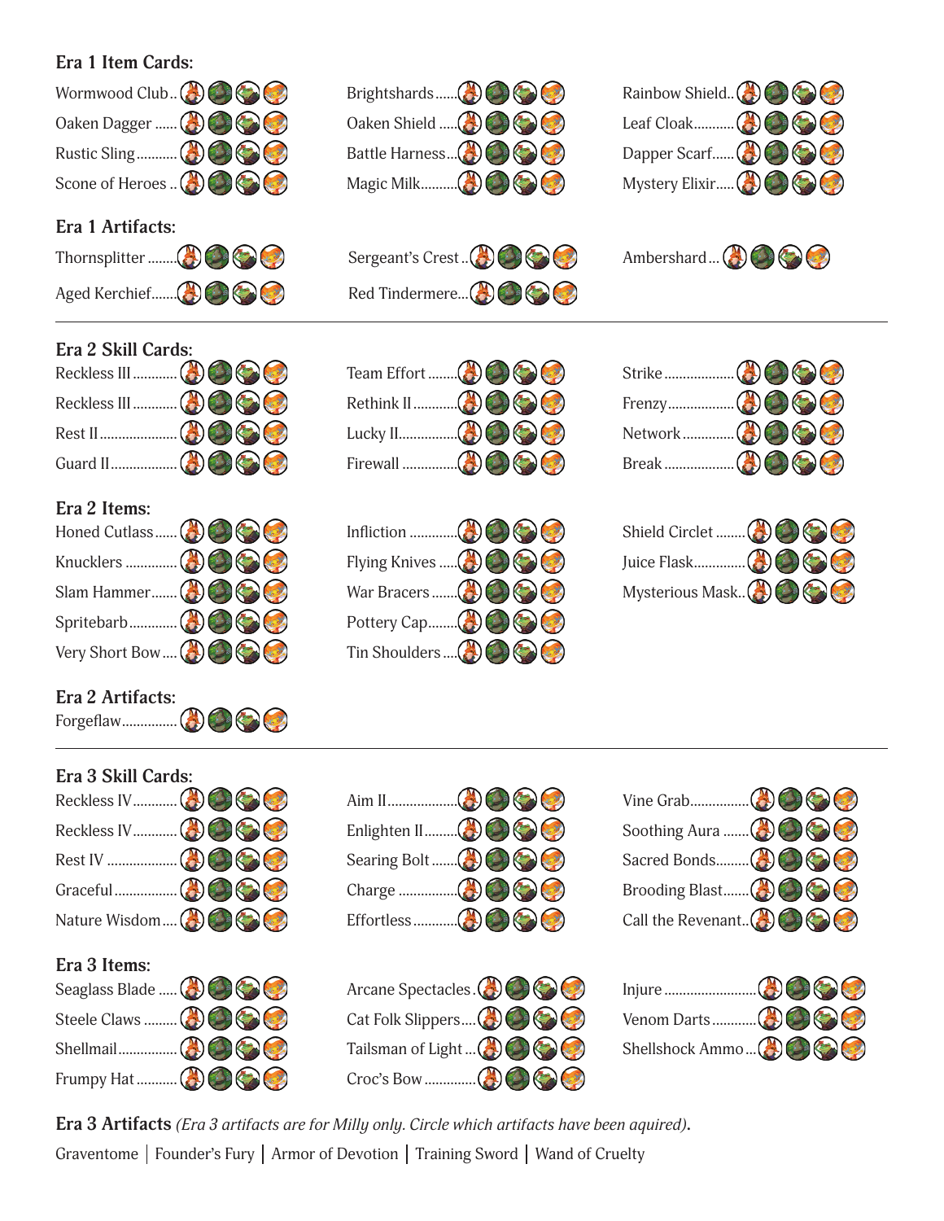## Era 1 Item Cards:

- Wormwood Club
- Oaken Dagger
- Rustic Sling
- Scone of Heroes
- Brightshards
- Oaken Shield
- Battle Harness
- Magic Milk
- Rainbow Shield
- Leaf Cloak
- Dapper Scarf
- Mystery Elixir

## Era 1 Artifacts:

- Thornsplitter
- Aged Kerchief
- Sergeant's Crest
- Red Tindermere
- Ambershard

## Era 2 Skill Cards:

- Reckless III
- Reckless III
- Rest II
- Guard II
- Team Effort
- Rethink II
- Lucky II
- Firewall
- Strike
- Frenzy
- Network
- Break

## Era 2 Items:

- Honed Cutlass
- Knucklers
- Slam Hammer
- Spritebarb
- Very Short Bow
- Infliction
- Flying Knives
- War Bracers
- Pottery Cap
- Tin Shoulders
- Shield Circlet
- Juice Flask
- Mysterious Mask

## Era 2 Artifacts:

- Forgeflaw

## Era 3 Skill Cards:

- Reckless IV
- Reckless IV
- Rest IV
- Graceful
- Nature Wisdom
- Aim II
- Enlighten II
- Searing Bolt
- Charge
- Effortless
- Vine Grab
- Soothing Aura
- Sacred Bonds
- Brooding Blast
- Call the Revenant

## Era 3 Items:

- Seaglass Blade
- Steele Claws
- Shellmail
- Frumpy Hat
- Arcane Spectacles
- Cat Folk Slippers
- Tailsman of Light
- Croc's Bow
- Injure
- Venom Darts
- Shellshock Ammo

**Era 3 Artifacts** *(Era 3 artifacts are for Milly only. Circle which artifacts have been aquired)*.

Graventome | Founder's Fury | Armor of Devotion | Training Sword | Wand of Cruelty